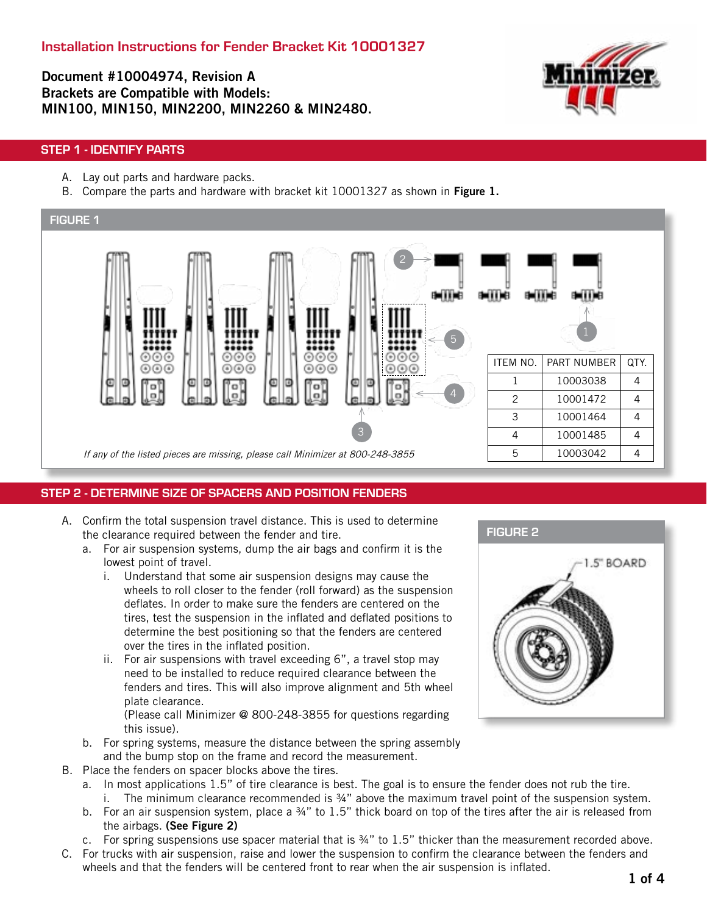# Installation Instructions for Fender Bracket Kit 10001327

**Document #10004974, Revision A**
**Brackets are Compatible with Models:**
**MIN100, MIN150, MIN2200, MIN2260 & MIN2480.**

## STEP 1 - IDENTIFY PARTS

A. Lay out parts and hardware packs.
B. Compare the parts and hardware with bracket kit 10001327 as shown in **Figure 1.**

### FIGURE 1

| ITEM NO. | PART NUMBER | QTY. |
|---|---|---|
| 1 | 10003038 | 4 |
| 2 | 10001472 | 4 |
| 3 | 10001464 | 4 |
| 4 | 10001485 | 4 |
| 5 | 10003042 | 4 |

*If any of the listed pieces are missing, please call Minimizer at 800-248-3855*

## STEP 2 - DETERMINE SIZE OF SPACERS AND POSITION FENDERS

A. Confirm the total suspension travel distance. This is used to determine the clearance required between the fender and tire.
   a. For air suspension systems, dump the air bags and confirm it is the lowest point of travel.
      i. Understand that some air suspension designs may cause the wheels to roll closer to the fender (roll forward) as the suspension deflates. In order to make sure the fenders are centered on the tires, test the suspension in the inflated and deflated positions to determine the best positioning so that the fenders are centered over the tires in the inflated position.
      ii. For air suspensions with travel exceeding 6", a travel stop may need to be installed to reduce required clearance between the fenders and tires. This will also improve alignment and 5th wheel plate clearance.
      (Please call Minimizer @ 800-248-3855 for questions regarding this issue).
   b. For spring systems, measure the distance between the spring assembly and the bump stop on the frame and record the measurement.

### FIGURE 2

1.5" BOARD

B. Place the fenders on spacer blocks above the tires.
   a. In most applications 1.5" of tire clearance is best. The goal is to ensure the fender does not rub the tire.
      i. The minimum clearance recommended is ¾" above the maximum travel point of the suspension system.
   b. For an air suspension system, place a ¾" to 1.5" thick board on top of the tires after the air is released from the airbags. **(See Figure 2)**
   c. For spring suspensions use spacer material that is ¾" to 1.5" thicker than the measurement recorded above.
C. For trucks with air suspension, raise and lower the suspension to confirm the clearance between the fenders and wheels and that the fenders will be centered front to rear when the air suspension is inflated.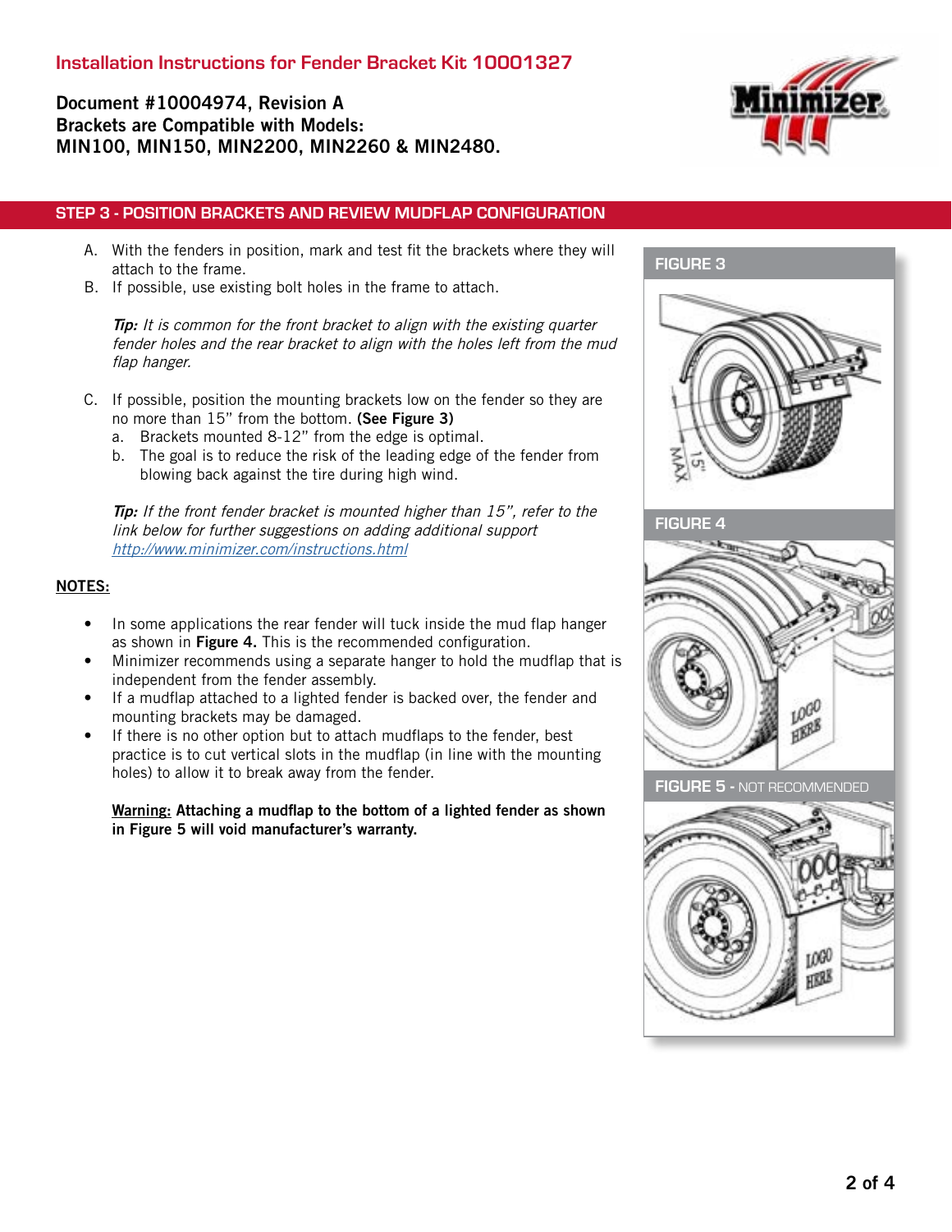# Installation Instructions for Fender Bracket Kit 10001327

**Document #10004974, Revision A**
**Brackets are Compatible with Models:**
**MIN100, MIN150, MIN2200, MIN2260 & MIN2480.**

## STEP 3 - POSITION BRACKETS AND REVIEW MUDFLAP CONFIGURATION

A. With the fenders in position, mark and test fit the brackets where they will attach to the frame.

B. If possible, use existing bolt holes in the frame to attach.

*__Tip:__ It is common for the front bracket to align with the existing quarter fender holes and the rear bracket to align with the holes left from the mud flap hanger.*

C. If possible, position the mounting brackets low on the fender so they are no more than 15" from the bottom. **(See Figure 3)**
   a. Brackets mounted 8-12" from the edge is optimal.
   b. The goal is to reduce the risk of the leading edge of the fender from blowing back against the tire during high wind.

*__Tip:__ If the front fender bracket is mounted higher than 15", refer to the link below for further suggestions on adding additional support* [http://www.minimizer.com/instructions.html](http://www.minimizer.com/instructions.html)

**NOTES:**

- In some applications the rear fender will tuck inside the mud flap hanger as shown in **Figure 4.** This is the recommended configuration.
- Minimizer recommends using a separate hanger to hold the mudflap that is independent from the fender assembly.
- If a mudflap attached to a lighted fender is backed over, the fender and mounting brackets may be damaged.
- If there is no other option but to attach mudflaps to the fender, best practice is to cut vertical slots in the mudflap (in line with the mounting holes) to allow it to break away from the fender.

**__Warning:__ Attaching a mudflap to the bottom of a lighted fender as shown in Figure 5 will void manufacturer's warranty.**

FIGURE 3

FIGURE 4

FIGURE 5 - NOT RECOMMENDED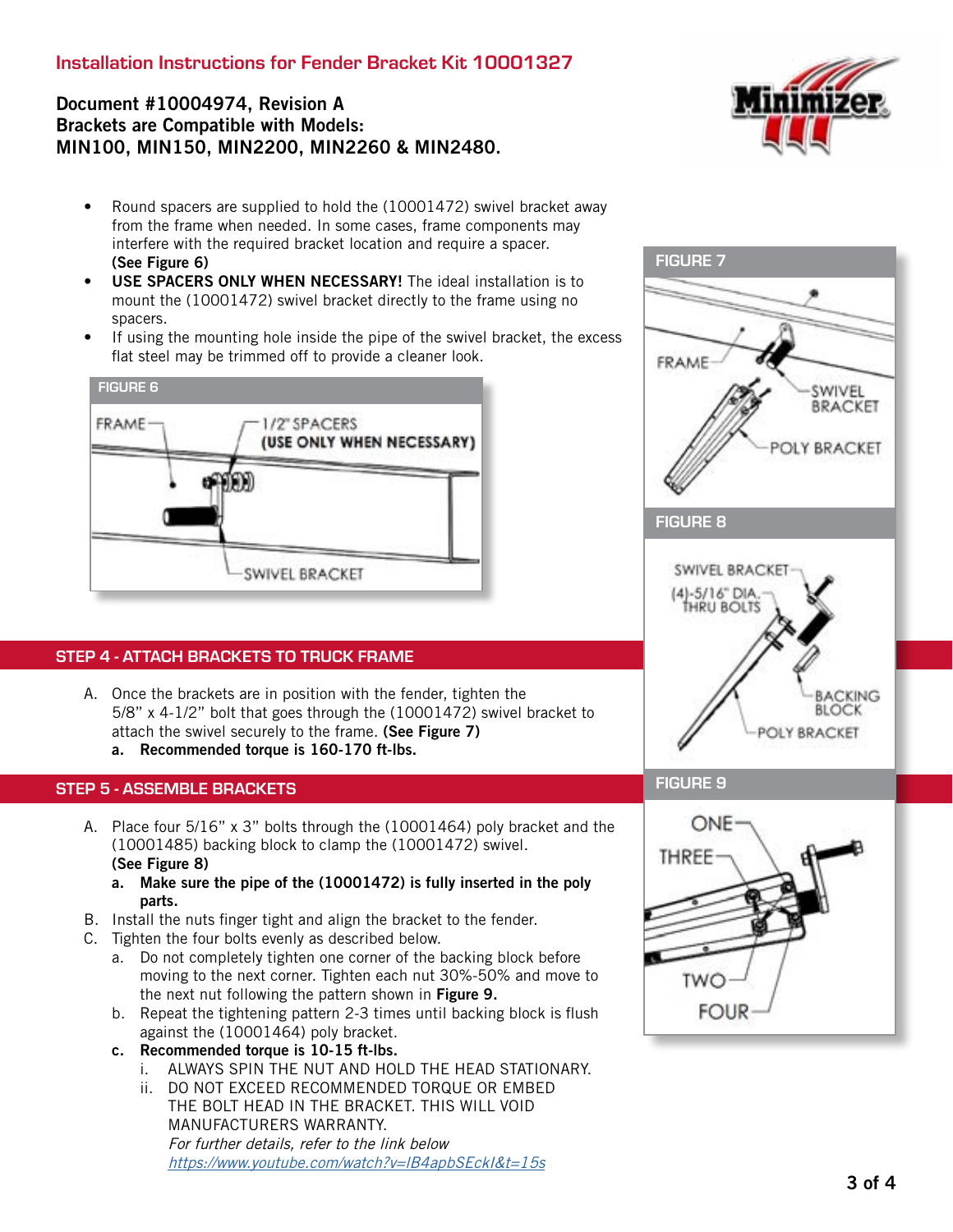## Installation Instructions for Fender Bracket Kit 10001327

**Document #10004974, Revision A**
**Brackets are Compatible with Models:**
**MIN100, MIN150, MIN2200, MIN2260 & MIN2480.**

- Round spacers are supplied to hold the (10001472) swivel bracket away from the frame when needed. In some cases, frame components may interfere with the required bracket location and require a spacer. **(See Figure 6)**
- **USE SPACERS ONLY WHEN NECESSARY!** The ideal installation is to mount the (10001472) swivel bracket directly to the frame using no spacers.
- If using the mounting hole inside the pipe of the swivel bracket, the excess flat steel may be trimmed off to provide a cleaner look.

FIGURE 6

FRAME

1/2" SPACERS (USE ONLY WHEN NECESSARY)

SWIVEL BRACKET

## STEP 4 - ATTACH BRACKETS TO TRUCK FRAME

A. Once the brackets are in position with the fender, tighten the 5/8" x 4-1/2" bolt that goes through the (10001472) swivel bracket to attach the swivel securely to the frame. **(See Figure 7)**
   **a. Recommended torque is 160-170 ft-lbs.**

## STEP 5 - ASSEMBLE BRACKETS

A. Place four 5/16" x 3" bolts through the (10001464) poly bracket and the (10001485) backing block to clamp the (10001472) swivel. **(See Figure 8)**
   **a. Make sure the pipe of the (10001472) is fully inserted in the poly parts.**
B. Install the nuts finger tight and align the bracket to the fender.
C. Tighten the four bolts evenly as described below.
   a. Do not completely tighten one corner of the backing block before moving to the next corner. Tighten each nut 30%-50% and move to the next nut following the pattern shown in **Figure 9.**
   b. Repeat the tightening pattern 2-3 times until backing block is flush against the (10001464) poly bracket.
   **c. Recommended torque is 10-15 ft-lbs.**
      i. ALWAYS SPIN THE NUT AND HOLD THE HEAD STATIONARY.
      ii. DO NOT EXCEED RECOMMENDED TORQUE OR EMBED THE BOLT HEAD IN THE BRACKET. THIS WILL VOID MANUFACTURERS WARRANTY.
      *For further details, refer to the link below*
      *https://www.youtube.com/watch?v=IB4apbSEckI&t=15s*

FIGURE 7

FRAME

SWIVEL BRACKET

POLY BRACKET

FIGURE 8

SWIVEL BRACKET

(4)-5/16" DIA. THRU BOLTS

BACKING BLOCK

POLY BRACKET

FIGURE 9

ONE

THREE

TWO

FOUR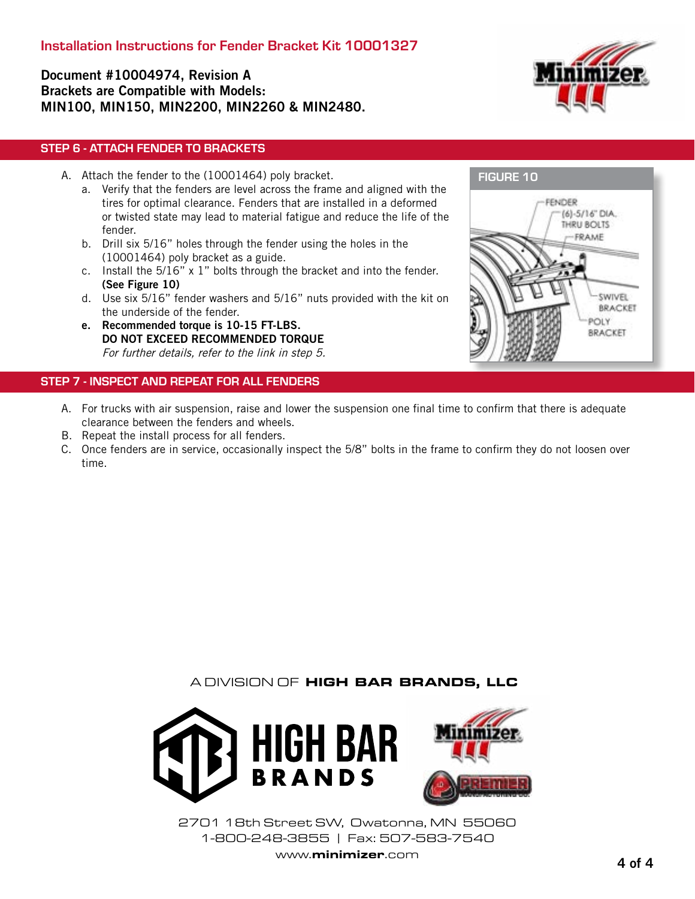Installation Instructions for Fender Bracket Kit 10001327

**Document #10004974, Revision A**
**Brackets are Compatible with Models:**
**MIN100, MIN150, MIN2200, MIN2260 & MIN2480.**

## STEP 6 - ATTACH FENDER TO BRACKETS

A. Attach the fender to the (10001464) poly bracket.
   a. Verify that the fenders are level across the frame and aligned with the tires for optimal clearance. Fenders that are installed in a deformed or twisted state may lead to material fatigue and reduce the life of the fender.
   b. Drill six 5/16" holes through the fender using the holes in the (10001464) poly bracket as a guide.
   c. Install the 5/16" x 1" bolts through the bracket and into the fender. **(See Figure 10)**
   d. Use six 5/16" fender washers and 5/16" nuts provided with the kit on the underside of the fender.
   **e. Recommended torque is 10-15 FT-LBS.**
   **DO NOT EXCEED RECOMMENDED TORQUE**
   *For further details, refer to the link in step 5.*

FIGURE 10

FENDER
(6)-5/16" DIA. THRU BOLTS
FRAME
SWIVEL BRACKET
POLY BRACKET

## STEP 7 - INSPECT AND REPEAT FOR ALL FENDERS

A. For trucks with air suspension, raise and lower the suspension one final time to confirm that there is adequate clearance between the fenders and wheels.
B. Repeat the install process for all fenders.
C. Once fenders are in service, occasionally inspect the 5/8" bolts in the frame to confirm they do not loosen over time.

A DIVISION OF **HIGH BAR BRANDS, LLC**

2701 18th Street SW, Owatonna, MN 55060
1-800-248-3855 | Fax: 507-583-7540
www.**minimizer**.com